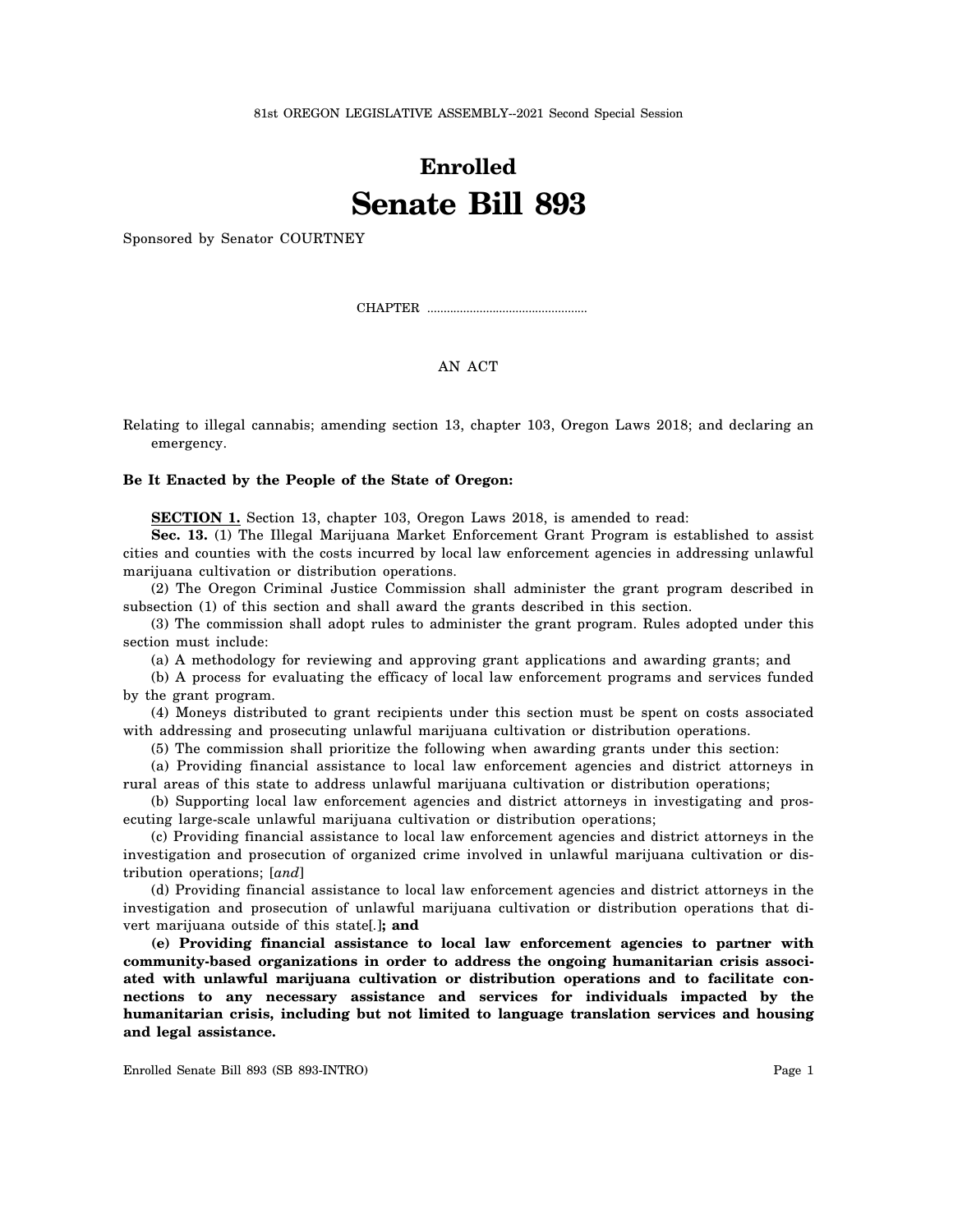81st OREGON LEGISLATIVE ASSEMBLY--2021 Second Special Session

# Enrolled
# Senate Bill 893

Sponsored by Senator COURTNEY

CHAPTER .................................................

AN ACT

Relating to illegal cannabis; amending section 13, chapter 103, Oregon Laws 2018; and declaring an emergency.

**Be It Enacted by the People of the State of Oregon:**

**SECTION 1.** Section 13, chapter 103, Oregon Laws 2018, is amended to read:

**Sec. 13.** (1) The Illegal Marijuana Market Enforcement Grant Program is established to assist cities and counties with the costs incurred by local law enforcement agencies in addressing unlawful marijuana cultivation or distribution operations.

(2) The Oregon Criminal Justice Commission shall administer the grant program described in subsection (1) of this section and shall award the grants described in this section.

(3) The commission shall adopt rules to administer the grant program. Rules adopted under this section must include:

(a) A methodology for reviewing and approving grant applications and awarding grants; and

(b) A process for evaluating the efficacy of local law enforcement programs and services funded by the grant program.

(4) Moneys distributed to grant recipients under this section must be spent on costs associated with addressing and prosecuting unlawful marijuana cultivation or distribution operations.

(5) The commission shall prioritize the following when awarding grants under this section:

(a) Providing financial assistance to local law enforcement agencies and district attorneys in rural areas of this state to address unlawful marijuana cultivation or distribution operations;

(b) Supporting local law enforcement agencies and district attorneys in investigating and prosecuting large-scale unlawful marijuana cultivation or distribution operations;

(c) Providing financial assistance to local law enforcement agencies and district attorneys in the investigation and prosecution of organized crime involved in unlawful marijuana cultivation or distribution operations; [*and*]

(d) Providing financial assistance to local law enforcement agencies and district attorneys in the investigation and prosecution of unlawful marijuana cultivation or distribution operations that divert marijuana outside of this state[.]**; and**

**(e) Providing financial assistance to local law enforcement agencies to partner with community-based organizations in order to address the ongoing humanitarian crisis associated with unlawful marijuana cultivation or distribution operations and to facilitate connections to any necessary assistance and services for individuals impacted by the humanitarian crisis, including but not limited to language translation services and housing and legal assistance.**

Enrolled Senate Bill 893 (SB 893-INTRO)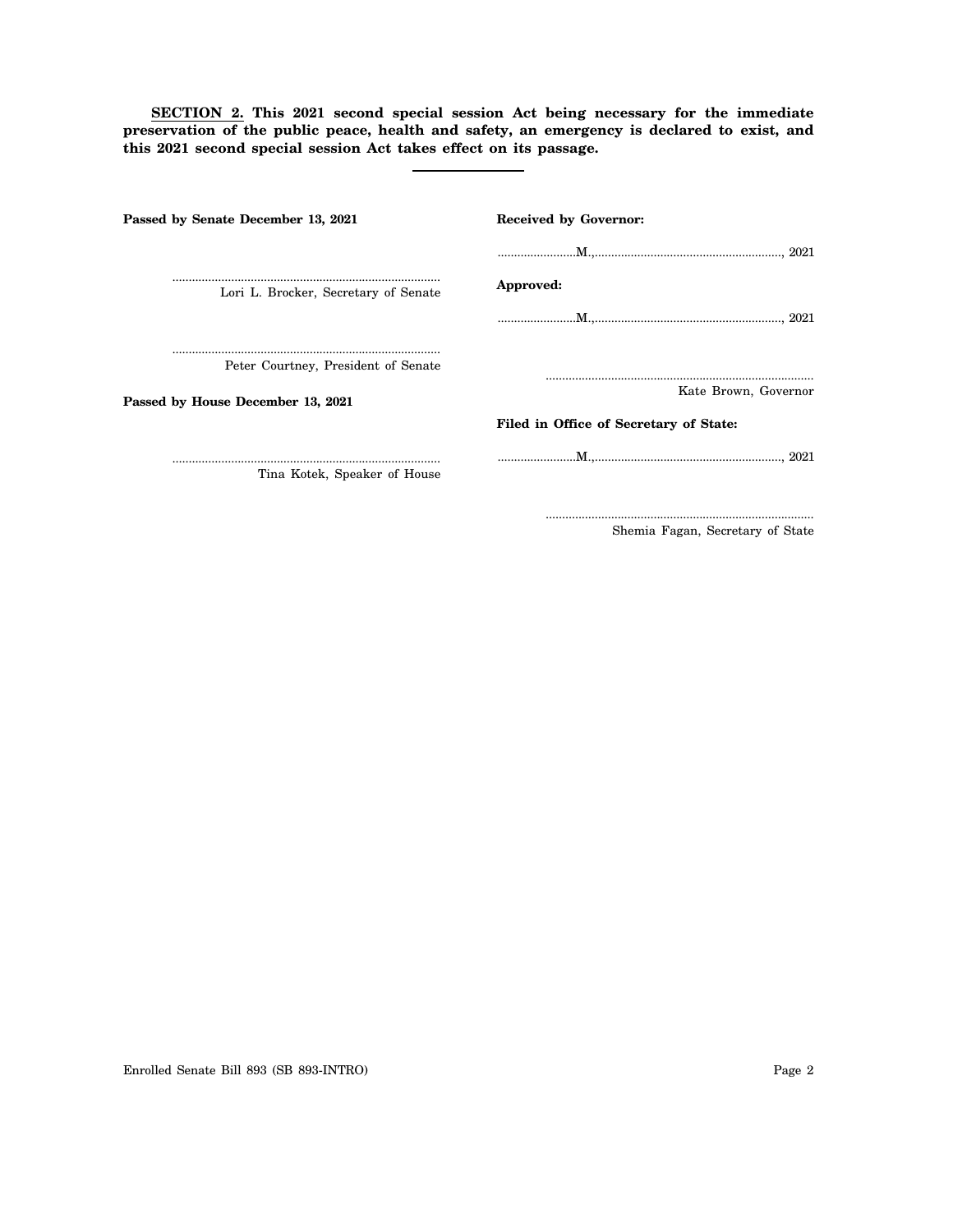**SECTION 2. This 2021 second special session Act being necessary for the immediate preservation of the public peace, health and safety, an emergency is declared to exist, and this 2021 second special session Act takes effect on its passage.**

---

**Passed by Senate December 13, 2021**

..................................................................................
Lori L. Brocker, Secretary of Senate

..................................................................................
Peter Courtney, President of Senate

**Passed by House December 13, 2021**

..................................................................................
Tina Kotek, Speaker of House

**Received by Governor:**

........................M.,.........................................................., 2021

**Approved:**

........................M.,.........................................................., 2021

..................................................................................
Kate Brown, Governor

**Filed in Office of Secretary of State:**

........................M.,.........................................................., 2021

..................................................................................
Shemia Fagan, Secretary of State

Enrolled Senate Bill 893 (SB 893-INTRO)